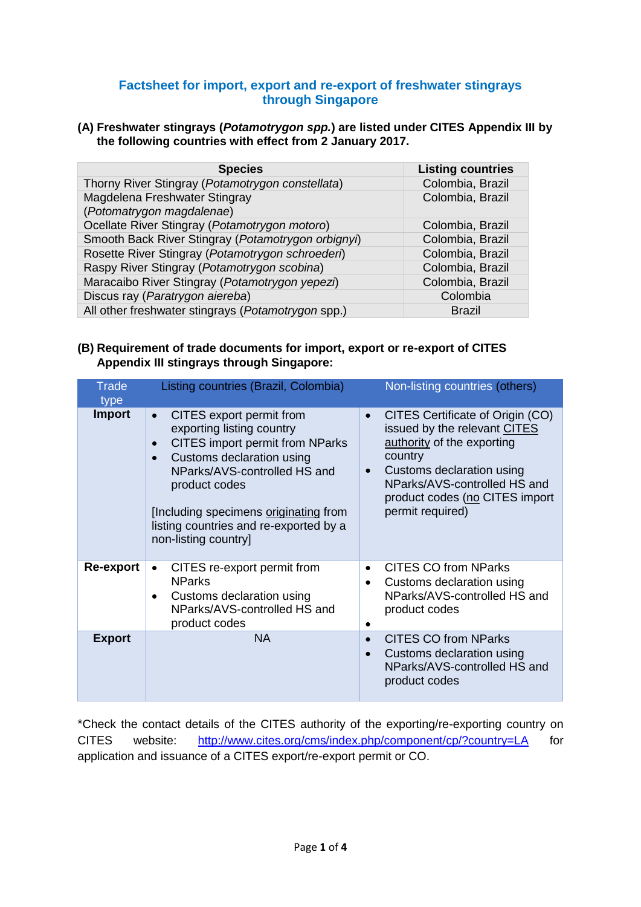## Factsheet for import, export and re-export of freshwater stingrays through Singapore

**(A) Freshwater stingrays (*Potamotrygon spp.*) are listed under CITES Appendix III by the following countries with effect from 2 January 2017.**

| Species | Listing countries |
|---|---|
| Thorny River Stingray (*Potamotrygon constellata*) | Colombia, Brazil |
| Magdelena Freshwater Stingray (*Potomatrygon magdalenae*) | Colombia, Brazil |
| Ocellate River Stingray (*Potamotrygon motoro*) | Colombia, Brazil |
| Smooth Back River Stingray (*Potamotrygon orbignyi*) | Colombia, Brazil |
| Rosette River Stingray (*Potamotrygon schroederi*) | Colombia, Brazil |
| Raspy River Stingray (*Potamotrygon scobina*) | Colombia, Brazil |
| Maracaibo River Stingray (*Potamotrygon yepezi*) | Colombia, Brazil |
| Discus ray (*Paratrygon aiereba*) | Colombia |
| All other freshwater stingrays (*Potamotrygon* spp.) | Brazil |

**(B) Requirement of trade documents for import, export or re-export of CITES Appendix III stingrays through Singapore:**

| Trade type | Listing countries (Brazil, Colombia) | Non-listing countries (others) |
|---|---|---|
| **Import** | • CITES export permit from exporting listing country<br>• CITES import permit from NParks<br>• Customs declaration using NParks/AVS-controlled HS and product codes<br><br>[Including specimens originating from listing countries and re-exported by a non-listing country] | • CITES Certificate of Origin (CO) issued by the relevant CITES authority of the exporting country<br>• Customs declaration using NParks/AVS-controlled HS and product codes (no CITES import permit required) |
| **Re-export** | • CITES re-export permit from NParks<br>• Customs declaration using NParks/AVS-controlled HS and product codes | • CITES CO from NParks<br>• Customs declaration using NParks/AVS-controlled HS and product codes<br>• |
| **Export** | NA | • CITES CO from NParks<br>• Customs declaration using NParks/AVS-controlled HS and product codes |

*Check the contact details of the CITES authority of the exporting/re-exporting country on CITES website: http://www.cites.org/cms/index.php/component/cp/?country=LA for application and issuance of a CITES export/re-export permit or CO.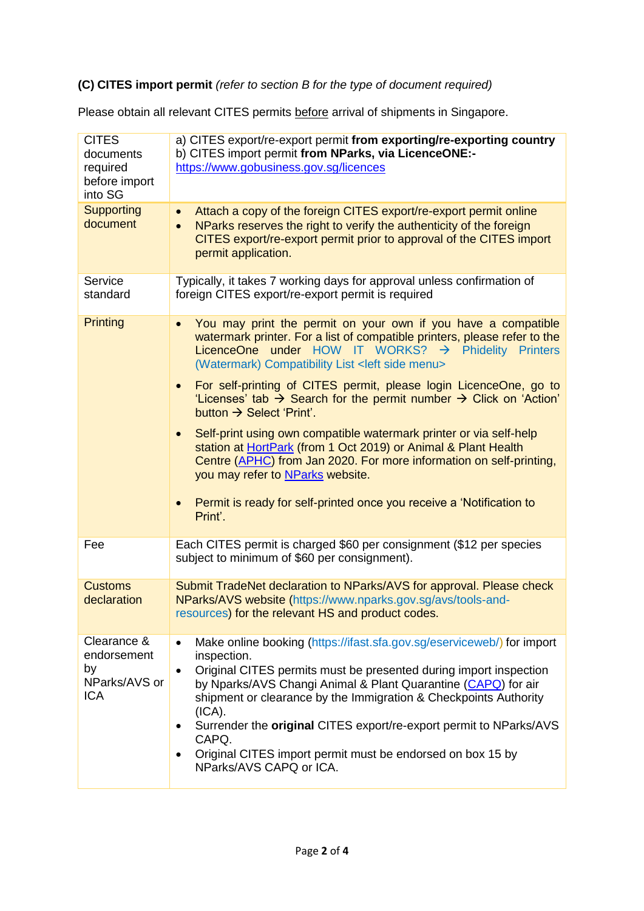**(C) CITES import permit** *(refer to section B for the type of document required)*

Please obtain all relevant CITES permits before arrival of shipments in Singapore.

| | |
|---|---|
| CITES documents required before import into SG | a) CITES export/re-export permit **from exporting/re-exporting country**<br>b) CITES import permit **from NParks, via LicenceONE:-**<br>https://www.gobusiness.gov.sg/licences |
| Supporting document | • Attach a copy of the foreign CITES export/re-export permit online<br>• NParks reserves the right to verify the authenticity of the foreign CITES export/re-export permit prior to approval of the CITES import permit application. |
| Service standard | Typically, it takes 7 working days for approval unless confirmation of foreign CITES export/re-export permit is required |
| Printing | • You may print the permit on your own if you have a compatible watermark printer. For a list of compatible printers, please refer to the LicenceOne under HOW IT WORKS? → Phidelity Printers (Watermark) Compatibility List <left side menu><br>• For self-printing of CITES permit, please login LicenceOne, go to 'Licenses' tab → Search for the permit number → Click on 'Action' button → Select 'Print'.<br>• Self-print using own compatible watermark printer or via self-help station at HortPark (from 1 Oct 2019) or Animal & Plant Health Centre (APHC) from Jan 2020. For more information on self-printing, you may refer to NParks website.<br>• Permit is ready for self-printed once you receive a 'Notification to Print'. |
| Fee | Each CITES permit is charged $60 per consignment ($12 per species subject to minimum of $60 per consignment). |
| Customs declaration | Submit TradeNet declaration to NParks/AVS for approval. Please check NParks/AVS website (https://www.nparks.gov.sg/avs/tools-and-resources) for the relevant HS and product codes. |
| Clearance & endorsement by NParks/AVS or ICA | • Make online booking (https://ifast.sfa.gov.sg/eserviceweb/) for import inspection.<br>• Original CITES permits must be presented during import inspection by Nparks/AVS Changi Animal & Plant Quarantine (CAPQ) for air shipment or clearance by the Immigration & Checkpoints Authority (ICA).<br>• Surrender the **original** CITES export/re-export permit to NParks/AVS CAPQ.<br>• Original CITES import permit must be endorsed on box 15 by NParks/AVS CAPQ or ICA. |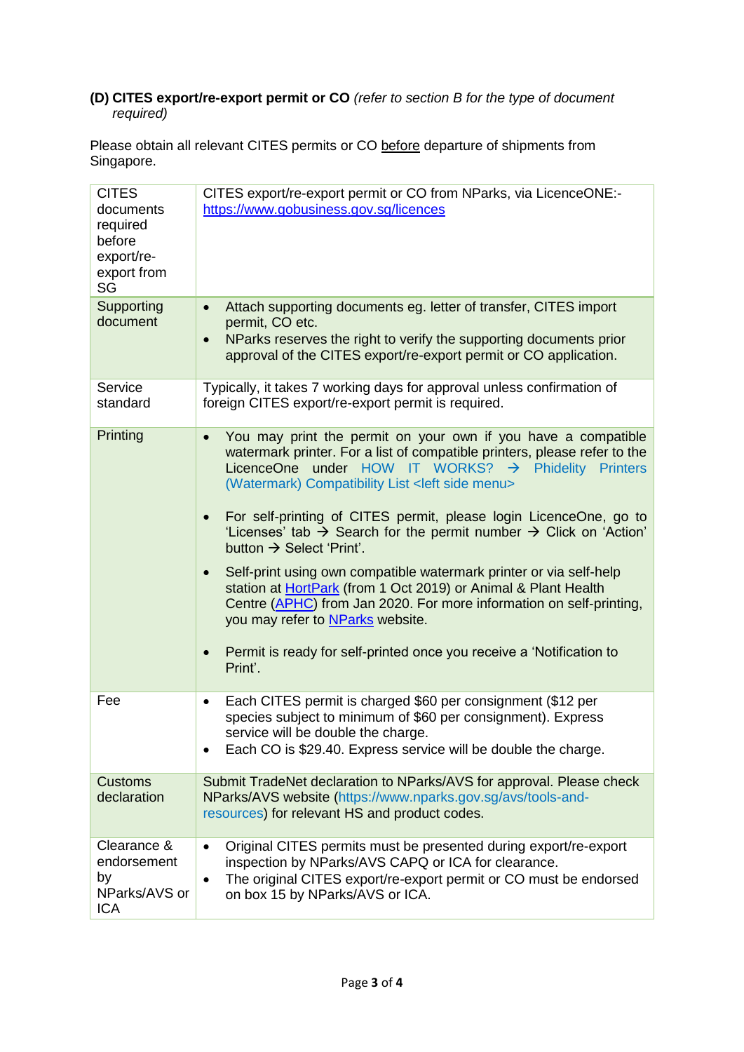**(D) CITES export/re-export permit or CO** *(refer to section B for the type of document required)*

Please obtain all relevant CITES permits or CO before departure of shipments from Singapore.

| | |
|---|---|
| CITES documents required before export/re-export from SG | CITES export/re-export permit or CO from NParks, via LicenceONE:- https://www.gobusiness.gov.sg/licences |
| Supporting document | • Attach supporting documents eg. letter of transfer, CITES import permit, CO etc.<br>• NParks reserves the right to verify the supporting documents prior approval of the CITES export/re-export permit or CO application. |
| Service standard | Typically, it takes 7 working days for approval unless confirmation of foreign CITES export/re-export permit is required. |
| Printing | • You may print the permit on your own if you have a compatible watermark printer. For a list of compatible printers, please refer to the LicenceOne under HOW IT WORKS? → Phidelity Printers (Watermark) Compatibility List <left side menu><br>• For self-printing of CITES permit, please login LicenceOne, go to 'Licenses' tab → Search for the permit number → Click on 'Action' button → Select 'Print'.<br>• Self-print using own compatible watermark printer or via self-help station at HortPark (from 1 Oct 2019) or Animal & Plant Health Centre (APHC) from Jan 2020. For more information on self-printing, you may refer to NParks website.<br>• Permit is ready for self-printed once you receive a 'Notification to Print'. |
| Fee | • Each CITES permit is charged $60 per consignment ($12 per species subject to minimum of $60 per consignment). Express service will be double the charge.<br>• Each CO is $29.40. Express service will be double the charge. |
| Customs declaration | Submit TradeNet declaration to NParks/AVS for approval. Please check NParks/AVS website (https://www.nparks.gov.sg/avs/tools-and-resources) for relevant HS and product codes. |
| Clearance & endorsement by NParks/AVS or ICA | • Original CITES permits must be presented during export/re-export inspection by NParks/AVS CAPQ or ICA for clearance.<br>• The original CITES export/re-export permit or CO must be endorsed on box 15 by NParks/AVS or ICA. |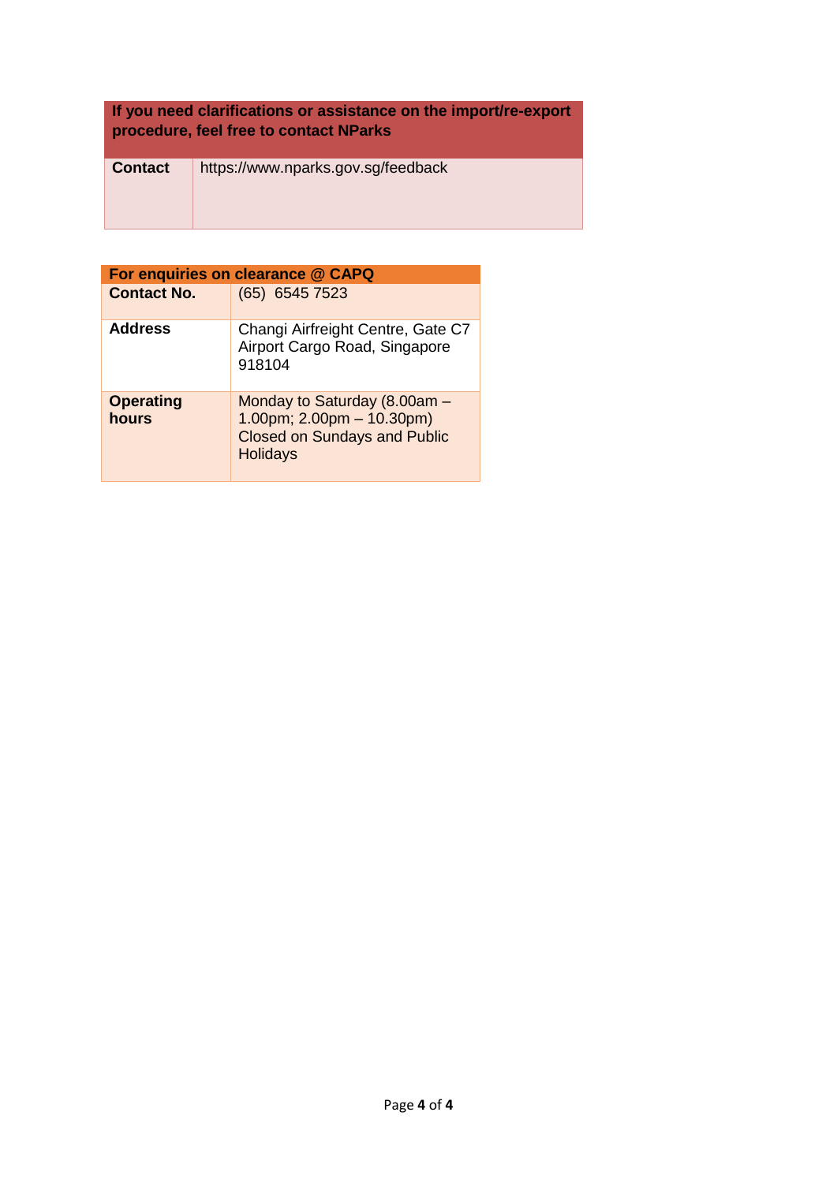| If you need clarifications or assistance on the import/re-export procedure, feel free to contact NParks | |
|---|---|
| **Contact** | https://www.nparks.gov.sg/feedback |

| For enquiries on clearance @ CAPQ | |
|---|---|
| **Contact No.** | (65) 6545 7523 |
| **Address** | Changi Airfreight Centre, Gate C7 Airport Cargo Road, Singapore 918104 |
| **Operating hours** | Monday to Saturday (8.00am – 1.00pm; 2.00pm – 10.30pm) Closed on Sundays and Public Holidays |